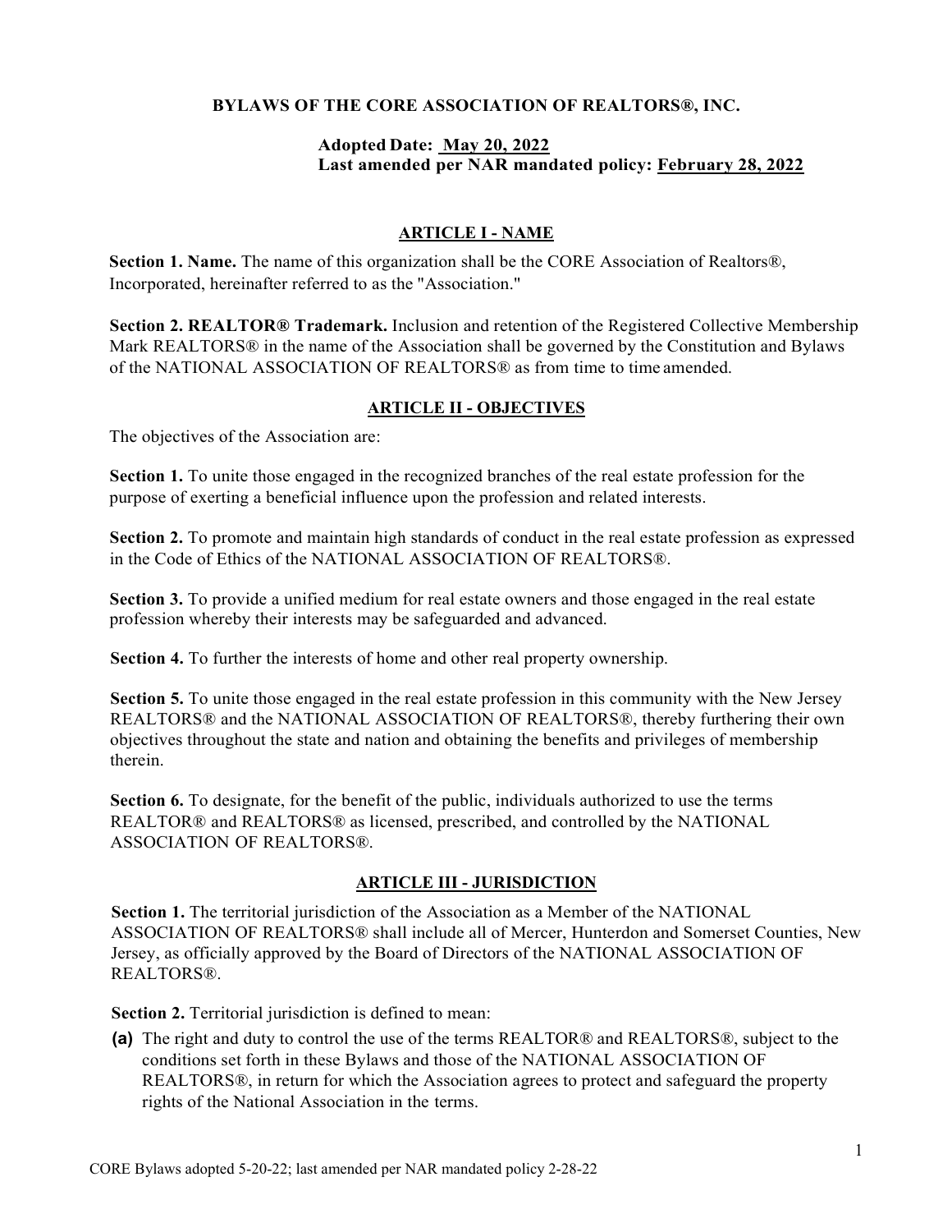# BYLAWS OF THE CORE ASSOCIATION OF REALTORS®, INC.

**Adopted Date: May 20, 2022**
**Last amended per NAR mandated policy: February 28, 2022**

## ARTICLE I - NAME

**Section 1. Name.** The name of this organization shall be the CORE Association of Realtors®, Incorporated, hereinafter referred to as the "Association."

**Section 2. REALTOR® Trademark.** Inclusion and retention of the Registered Collective Membership Mark REALTORS® in the name of the Association shall be governed by the Constitution and Bylaws of the NATIONAL ASSOCIATION OF REALTORS® as from time to time amended.

## ARTICLE II - OBJECTIVES

The objectives of the Association are:

**Section 1.** To unite those engaged in the recognized branches of the real estate profession for the purpose of exerting a beneficial influence upon the profession and related interests.

**Section 2.** To promote and maintain high standards of conduct in the real estate profession as expressed in the Code of Ethics of the NATIONAL ASSOCIATION OF REALTORS®.

**Section 3.** To provide a unified medium for real estate owners and those engaged in the real estate profession whereby their interests may be safeguarded and advanced.

**Section 4.** To further the interests of home and other real property ownership.

**Section 5.** To unite those engaged in the real estate profession in this community with the New Jersey REALTORS® and the NATIONAL ASSOCIATION OF REALTORS®, thereby furthering their own objectives throughout the state and nation and obtaining the benefits and privileges of membership therein.

**Section 6.** To designate, for the benefit of the public, individuals authorized to use the terms REALTOR® and REALTORS® as licensed, prescribed, and controlled by the NATIONAL ASSOCIATION OF REALTORS®.

## ARTICLE III - JURISDICTION

**Section 1.** The territorial jurisdiction of the Association as a Member of the NATIONAL ASSOCIATION OF REALTORS® shall include all of Mercer, Hunterdon and Somerset Counties, New Jersey, as officially approved by the Board of Directors of the NATIONAL ASSOCIATION OF REALTORS®.

**Section 2.** Territorial jurisdiction is defined to mean:

**(a)** The right and duty to control the use of the terms REALTOR® and REALTORS®, subject to the conditions set forth in these Bylaws and those of the NATIONAL ASSOCIATION OF REALTORS®, in return for which the Association agrees to protect and safeguard the property rights of the National Association in the terms.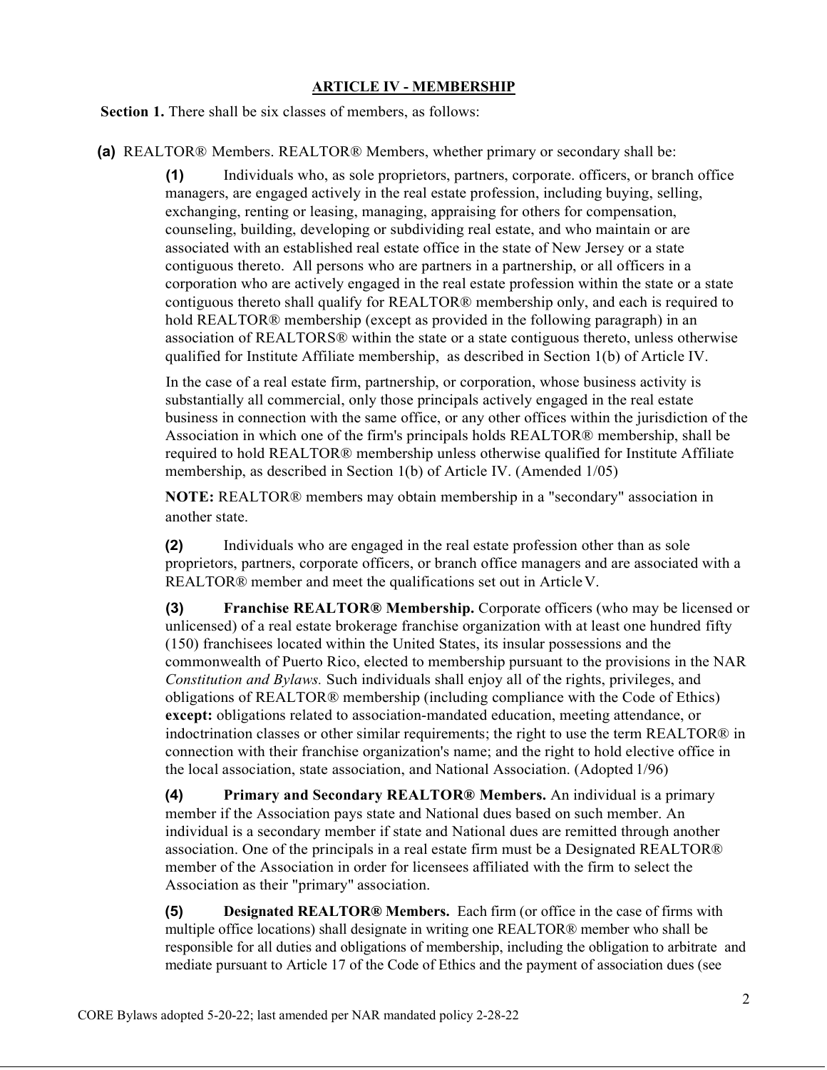## ARTICLE IV - MEMBERSHIP

**Section 1.** There shall be six classes of members, as follows:

**(a)** REALTOR® Members. REALTOR® Members, whether primary or secondary shall be:

**(1)** Individuals who, as sole proprietors, partners, corporate. officers, or branch office managers, are engaged actively in the real estate profession, including buying, selling, exchanging, renting or leasing, managing, appraising for others for compensation, counseling, building, developing or subdividing real estate, and who maintain or are associated with an established real estate office in the state of New Jersey or a state contiguous thereto. All persons who are partners in a partnership, or all officers in a corporation who are actively engaged in the real estate profession within the state or a state contiguous thereto shall qualify for REALTOR® membership only, and each is required to hold REALTOR® membership (except as provided in the following paragraph) in an association of REALTORS® within the state or a state contiguous thereto, unless otherwise qualified for Institute Affiliate membership, as described in Section 1(b) of Article IV.

In the case of a real estate firm, partnership, or corporation, whose business activity is substantially all commercial, only those principals actively engaged in the real estate business in connection with the same office, or any other offices within the jurisdiction of the Association in which one of the firm's principals holds REALTOR® membership, shall be required to hold REALTOR® membership unless otherwise qualified for Institute Affiliate membership, as described in Section 1(b) of Article IV. (Amended 1/05)

**NOTE:** REALTOR® members may obtain membership in a "secondary" association in another state.

**(2)** Individuals who are engaged in the real estate profession other than as sole proprietors, partners, corporate officers, or branch office managers and are associated with a REALTOR® member and meet the qualifications set out in Article V.

**(3)** **Franchise REALTOR® Membership.** Corporate officers (who may be licensed or unlicensed) of a real estate brokerage franchise organization with at least one hundred fifty (150) franchisees located within the United States, its insular possessions and the commonwealth of Puerto Rico, elected to membership pursuant to the provisions in the NAR *Constitution and Bylaws.* Such individuals shall enjoy all of the rights, privileges, and obligations of REALTOR® membership (including compliance with the Code of Ethics) **except:** obligations related to association-mandated education, meeting attendance, or indoctrination classes or other similar requirements; the right to use the term REALTOR® in connection with their franchise organization's name; and the right to hold elective office in the local association, state association, and National Association. (Adopted 1/96)

**(4)** **Primary and Secondary REALTOR® Members.** An individual is a primary member if the Association pays state and National dues based on such member. An individual is a secondary member if state and National dues are remitted through another association. One of the principals in a real estate firm must be a Designated REALTOR® member of the Association in order for licensees affiliated with the firm to select the Association as their "primary" association.

**(5)** **Designated REALTOR® Members.** Each firm (or office in the case of firms with multiple office locations) shall designate in writing one REALTOR® member who shall be responsible for all duties and obligations of membership, including the obligation to arbitrate and mediate pursuant to Article 17 of the Code of Ethics and the payment of association dues (see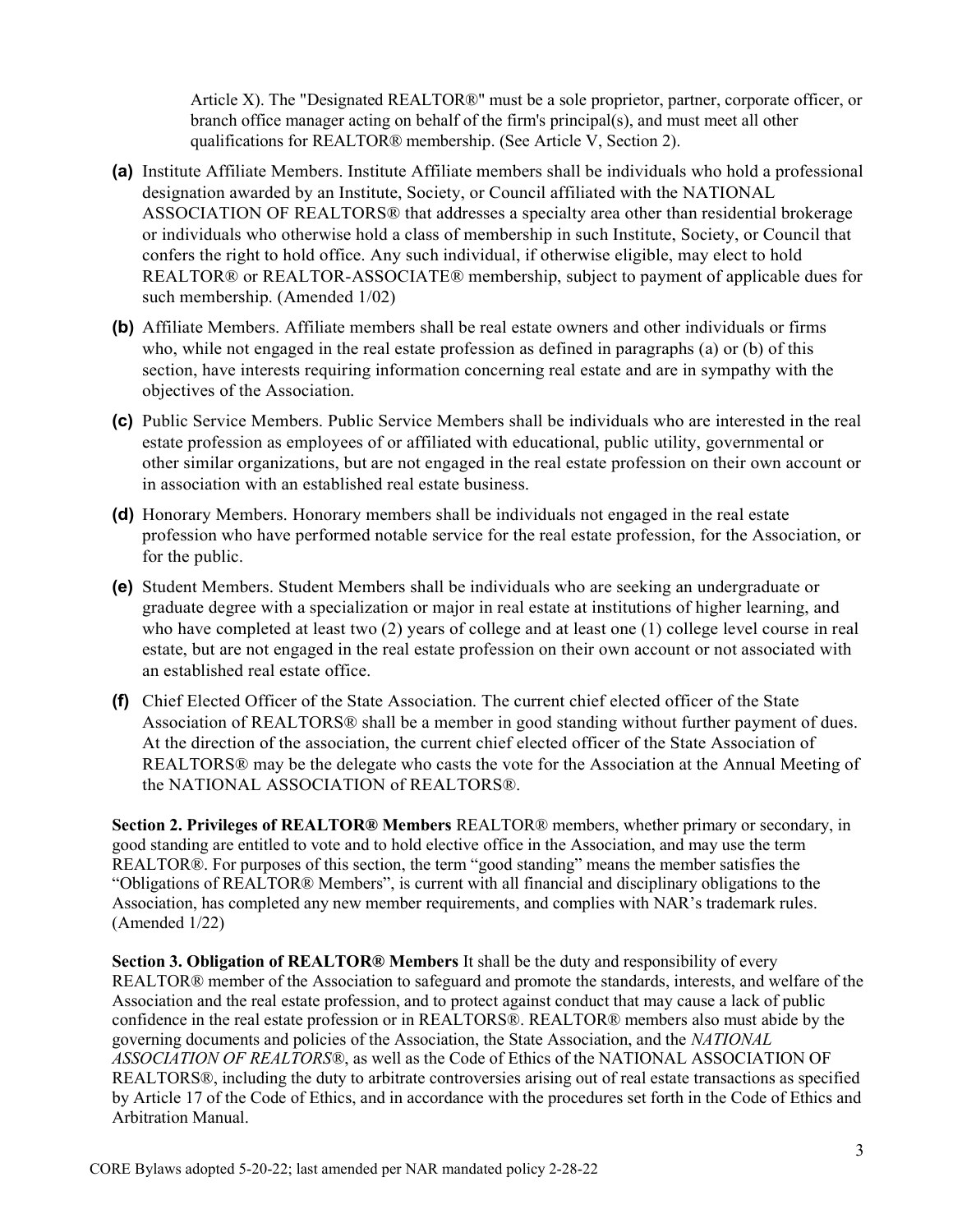Article X). The "Designated REALTOR®" must be a sole proprietor, partner, corporate officer, or branch office manager acting on behalf of the firm's principal(s), and must meet all other qualifications for REALTOR® membership. (See Article V, Section 2).

**(a)** Institute Affiliate Members. Institute Affiliate members shall be individuals who hold a professional designation awarded by an Institute, Society, or Council affiliated with the NATIONAL ASSOCIATION OF REALTORS® that addresses a specialty area other than residential brokerage or individuals who otherwise hold a class of membership in such Institute, Society, or Council that confers the right to hold office. Any such individual, if otherwise eligible, may elect to hold REALTOR® or REALTOR-ASSOCIATE® membership, subject to payment of applicable dues for such membership. (Amended 1/02)

**(b)** Affiliate Members. Affiliate members shall be real estate owners and other individuals or firms who, while not engaged in the real estate profession as defined in paragraphs (a) or (b) of this section, have interests requiring information concerning real estate and are in sympathy with the objectives of the Association.

**(c)** Public Service Members. Public Service Members shall be individuals who are interested in the real estate profession as employees of or affiliated with educational, public utility, governmental or other similar organizations, but are not engaged in the real estate profession on their own account or in association with an established real estate business.

**(d)** Honorary Members. Honorary members shall be individuals not engaged in the real estate profession who have performed notable service for the real estate profession, for the Association, or for the public.

**(e)** Student Members. Student Members shall be individuals who are seeking an undergraduate or graduate degree with a specialization or major in real estate at institutions of higher learning, and who have completed at least two (2) years of college and at least one (1) college level course in real estate, but are not engaged in the real estate profession on their own account or not associated with an established real estate office.

**(f)** Chief Elected Officer of the State Association. The current chief elected officer of the State Association of REALTORS® shall be a member in good standing without further payment of dues. At the direction of the association, the current chief elected officer of the State Association of REALTORS® may be the delegate who casts the vote for the Association at the Annual Meeting of the NATIONAL ASSOCIATION of REALTORS®.

**Section 2. Privileges of REALTOR® Members** REALTOR® members, whether primary or secondary, in good standing are entitled to vote and to hold elective office in the Association, and may use the term REALTOR®. For purposes of this section, the term "good standing" means the member satisfies the "Obligations of REALTOR® Members", is current with all financial and disciplinary obligations to the Association, has completed any new member requirements, and complies with NAR's trademark rules. (Amended 1/22)

**Section 3. Obligation of REALTOR® Members** It shall be the duty and responsibility of every REALTOR® member of the Association to safeguard and promote the standards, interests, and welfare of the Association and the real estate profession, and to protect against conduct that may cause a lack of public confidence in the real estate profession or in REALTORS®. REALTOR® members also must abide by the governing documents and policies of the Association, the State Association, and the *NATIONAL ASSOCIATION OF REALTORS®*, as well as the Code of Ethics of the NATIONAL ASSOCIATION OF REALTORS®, including the duty to arbitrate controversies arising out of real estate transactions as specified by Article 17 of the Code of Ethics, and in accordance with the procedures set forth in the Code of Ethics and Arbitration Manual.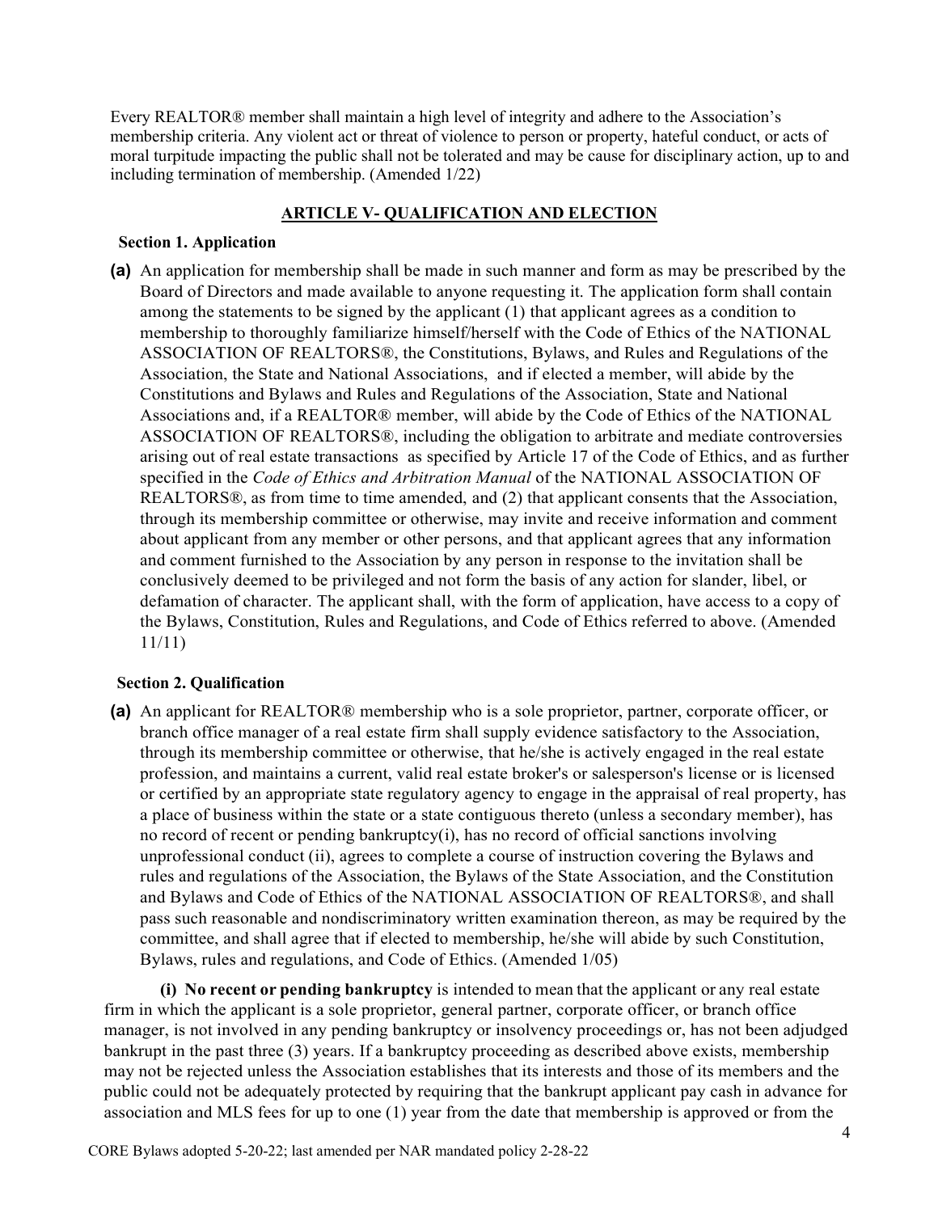Every REALTOR® member shall maintain a high level of integrity and adhere to the Association's membership criteria. Any violent act or threat of violence to person or property, hateful conduct, or acts of moral turpitude impacting the public shall not be tolerated and may be cause for disciplinary action, up to and including termination of membership. (Amended 1/22)

## ARTICLE V- QUALIFICATION AND ELECTION

### Section 1. Application

**(a)** An application for membership shall be made in such manner and form as may be prescribed by the Board of Directors and made available to anyone requesting it. The application form shall contain among the statements to be signed by the applicant (1) that applicant agrees as a condition to membership to thoroughly familiarize himself/herself with the Code of Ethics of the NATIONAL ASSOCIATION OF REALTORS®, the Constitutions, Bylaws, and Rules and Regulations of the Association, the State and National Associations, and if elected a member, will abide by the Constitutions and Bylaws and Rules and Regulations of the Association, State and National Associations and, if a REALTOR® member, will abide by the Code of Ethics of the NATIONAL ASSOCIATION OF REALTORS®, including the obligation to arbitrate and mediate controversies arising out of real estate transactions as specified by Article 17 of the Code of Ethics, and as further specified in the *Code of Ethics and Arbitration Manual* of the NATIONAL ASSOCIATION OF REALTORS®, as from time to time amended, and (2) that applicant consents that the Association, through its membership committee or otherwise, may invite and receive information and comment about applicant from any member or other persons, and that applicant agrees that any information and comment furnished to the Association by any person in response to the invitation shall be conclusively deemed to be privileged and not form the basis of any action for slander, libel, or defamation of character. The applicant shall, with the form of application, have access to a copy of the Bylaws, Constitution, Rules and Regulations, and Code of Ethics referred to above. (Amended 11/11)

### Section 2. Qualification

**(a)** An applicant for REALTOR® membership who is a sole proprietor, partner, corporate officer, or branch office manager of a real estate firm shall supply evidence satisfactory to the Association, through its membership committee or otherwise, that he/she is actively engaged in the real estate profession, and maintains a current, valid real estate broker's or salesperson's license or is licensed or certified by an appropriate state regulatory agency to engage in the appraisal of real property, has a place of business within the state or a state contiguous thereto (unless a secondary member), has no record of recent or pending bankruptcy(i), has no record of official sanctions involving unprofessional conduct (ii), agrees to complete a course of instruction covering the Bylaws and rules and regulations of the Association, the Bylaws of the State Association, and the Constitution and Bylaws and Code of Ethics of the NATIONAL ASSOCIATION OF REALTORS®, and shall pass such reasonable and nondiscriminatory written examination thereon, as may be required by the committee, and shall agree that if elected to membership, he/she will abide by such Constitution, Bylaws, rules and regulations, and Code of Ethics. (Amended 1/05)

**(i) No recent or pending bankruptcy** is intended to mean that the applicant or any real estate firm in which the applicant is a sole proprietor, general partner, corporate officer, or branch office manager, is not involved in any pending bankruptcy or insolvency proceedings or, has not been adjudged bankrupt in the past three (3) years. If a bankruptcy proceeding as described above exists, membership may not be rejected unless the Association establishes that its interests and those of its members and the public could not be adequately protected by requiring that the bankrupt applicant pay cash in advance for association and MLS fees for up to one (1) year from the date that membership is approved or from the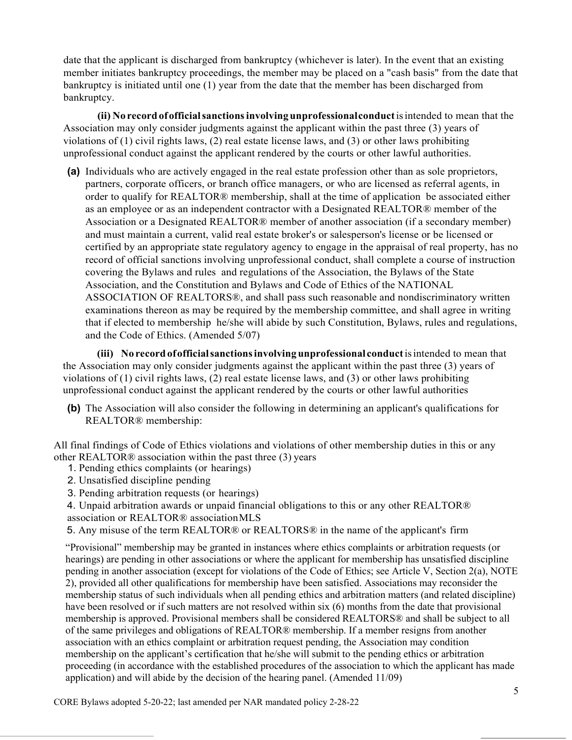date that the applicant is discharged from bankruptcy (whichever is later). In the event that an existing member initiates bankruptcy proceedings, the member may be placed on a "cash basis" from the date that bankruptcy is initiated until one (1) year from the date that the member has been discharged from bankruptcy.

**(ii) No record of official sanctions involving unprofessional conduct** is intended to mean that the Association may only consider judgments against the applicant within the past three (3) years of violations of (1) civil rights laws, (2) real estate license laws, and (3) or other laws prohibiting unprofessional conduct against the applicant rendered by the courts or other lawful authorities.

**(a)** Individuals who are actively engaged in the real estate profession other than as sole proprietors, partners, corporate officers, or branch office managers, or who are licensed as referral agents, in order to qualify for REALTOR® membership, shall at the time of application be associated either as an employee or as an independent contractor with a Designated REALTOR® member of the Association or a Designated REALTOR® member of another association (if a secondary member) and must maintain a current, valid real estate broker's or salesperson's license or be licensed or certified by an appropriate state regulatory agency to engage in the appraisal of real property, has no record of official sanctions involving unprofessional conduct, shall complete a course of instruction covering the Bylaws and rules and regulations of the Association, the Bylaws of the State Association, and the Constitution and Bylaws and Code of Ethics of the NATIONAL ASSOCIATION OF REALTORS®, and shall pass such reasonable and nondiscriminatory written examinations thereon as may be required by the membership committee, and shall agree in writing that if elected to membership he/she will abide by such Constitution, Bylaws, rules and regulations, and the Code of Ethics. (Amended 5/07)

**(iii) No record of official sanctions involving unprofessional conduct** is intended to mean that the Association may only consider judgments against the applicant within the past three (3) years of violations of (1) civil rights laws, (2) real estate license laws, and (3) or other laws prohibiting unprofessional conduct against the applicant rendered by the courts or other lawful authorities

**(b)** The Association will also consider the following in determining an applicant's qualifications for REALTOR® membership:

All final findings of Code of Ethics violations and violations of other membership duties in this or any other REALTOR® association within the past three (3) years

1. Pending ethics complaints (or hearings)
2. Unsatisfied discipline pending
3. Pending arbitration requests (or hearings)
4. Unpaid arbitration awards or unpaid financial obligations to this or any other REALTOR® association or REALTOR® association MLS
5. Any misuse of the term REALTOR® or REALTORS® in the name of the applicant's firm

"Provisional" membership may be granted in instances where ethics complaints or arbitration requests (or hearings) are pending in other associations or where the applicant for membership has unsatisfied discipline pending in another association (except for violations of the Code of Ethics; see Article V, Section 2(a), NOTE 2), provided all other qualifications for membership have been satisfied. Associations may reconsider the membership status of such individuals when all pending ethics and arbitration matters (and related discipline) have been resolved or if such matters are not resolved within six (6) months from the date that provisional membership is approved. Provisional members shall be considered REALTORS® and shall be subject to all of the same privileges and obligations of REALTOR® membership. If a member resigns from another association with an ethics complaint or arbitration request pending, the Association may condition membership on the applicant's certification that he/she will submit to the pending ethics or arbitration proceeding (in accordance with the established procedures of the association to which the applicant has made application) and will abide by the decision of the hearing panel. (Amended 11/09)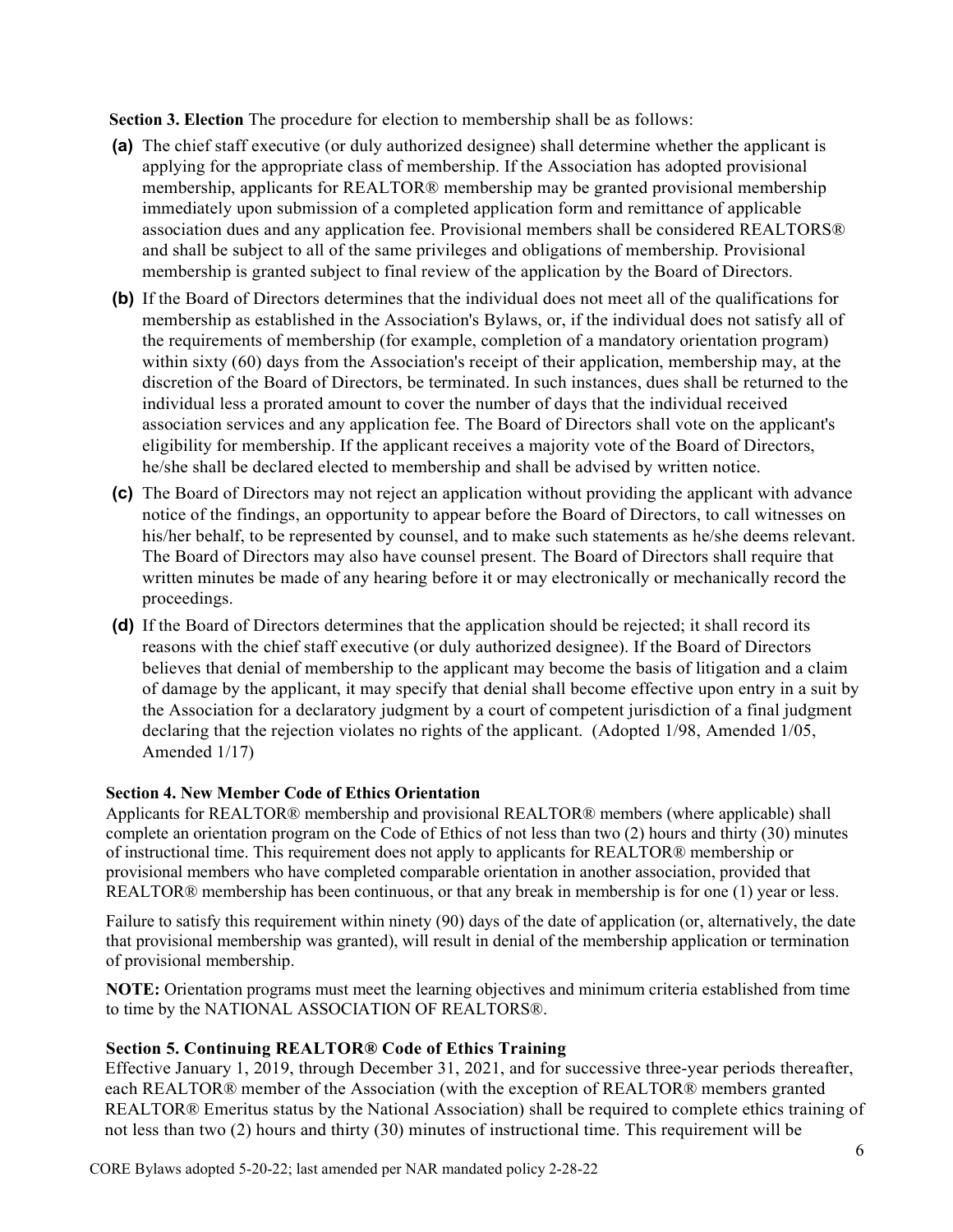**Section 3. Election** The procedure for election to membership shall be as follows:

**(a)** The chief staff executive (or duly authorized designee) shall determine whether the applicant is applying for the appropriate class of membership. If the Association has adopted provisional membership, applicants for REALTOR® membership may be granted provisional membership immediately upon submission of a completed application form and remittance of applicable association dues and any application fee. Provisional members shall be considered REALTORS® and shall be subject to all of the same privileges and obligations of membership. Provisional membership is granted subject to final review of the application by the Board of Directors.

**(b)** If the Board of Directors determines that the individual does not meet all of the qualifications for membership as established in the Association's Bylaws, or, if the individual does not satisfy all of the requirements of membership (for example, completion of a mandatory orientation program) within sixty (60) days from the Association's receipt of their application, membership may, at the discretion of the Board of Directors, be terminated. In such instances, dues shall be returned to the individual less a prorated amount to cover the number of days that the individual received association services and any application fee. The Board of Directors shall vote on the applicant's eligibility for membership. If the applicant receives a majority vote of the Board of Directors, he/she shall be declared elected to membership and shall be advised by written notice.

**(c)** The Board of Directors may not reject an application without providing the applicant with advance notice of the findings, an opportunity to appear before the Board of Directors, to call witnesses on his/her behalf, to be represented by counsel, and to make such statements as he/she deems relevant. The Board of Directors may also have counsel present. The Board of Directors shall require that written minutes be made of any hearing before it or may electronically or mechanically record the proceedings.

**(d)** If the Board of Directors determines that the application should be rejected; it shall record its reasons with the chief staff executive (or duly authorized designee). If the Board of Directors believes that denial of membership to the applicant may become the basis of litigation and a claim of damage by the applicant, it may specify that denial shall become effective upon entry in a suit by the Association for a declaratory judgment by a court of competent jurisdiction of a final judgment declaring that the rejection violates no rights of the applicant. (Adopted 1/98, Amended 1/05, Amended 1/17)

**Section 4. New Member Code of Ethics Orientation**

Applicants for REALTOR® membership and provisional REALTOR® members (where applicable) shall complete an orientation program on the Code of Ethics of not less than two (2) hours and thirty (30) minutes of instructional time. This requirement does not apply to applicants for REALTOR® membership or provisional members who have completed comparable orientation in another association, provided that REALTOR® membership has been continuous, or that any break in membership is for one (1) year or less.

Failure to satisfy this requirement within ninety (90) days of the date of application (or, alternatively, the date that provisional membership was granted), will result in denial of the membership application or termination of provisional membership.

**NOTE:** Orientation programs must meet the learning objectives and minimum criteria established from time to time by the NATIONAL ASSOCIATION OF REALTORS®.

**Section 5. Continuing REALTOR® Code of Ethics Training**

Effective January 1, 2019, through December 31, 2021, and for successive three-year periods thereafter, each REALTOR® member of the Association (with the exception of REALTOR® members granted REALTOR® Emeritus status by the National Association) shall be required to complete ethics training of not less than two (2) hours and thirty (30) minutes of instructional time. This requirement will be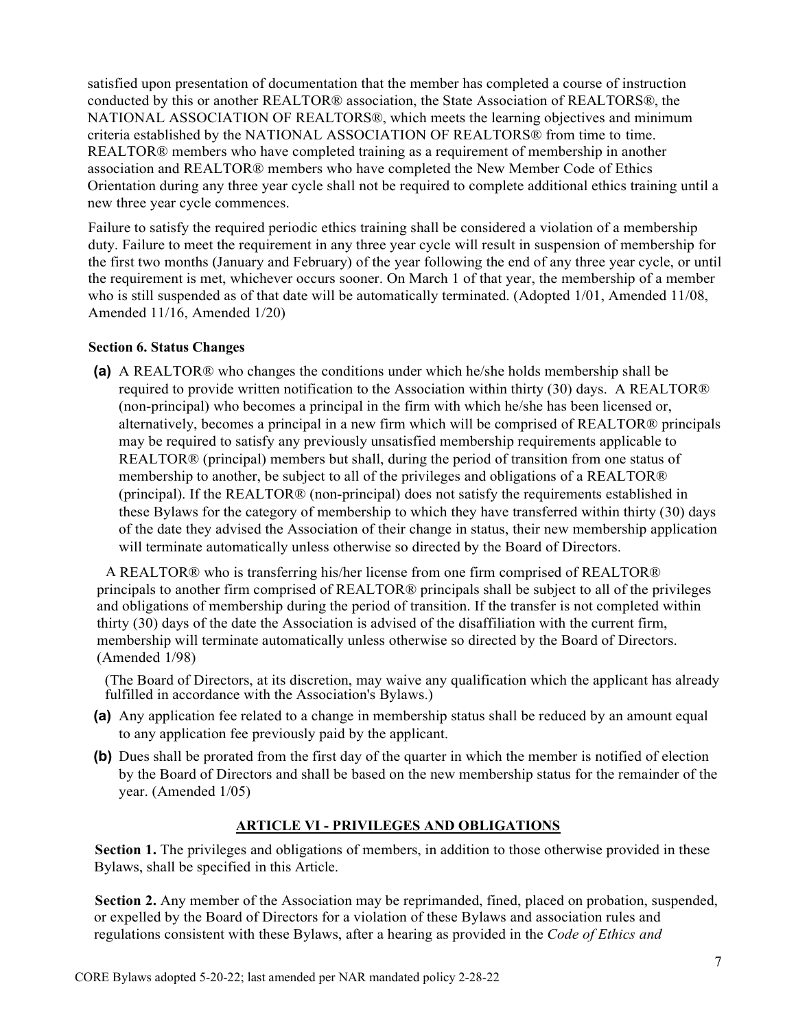satisfied upon presentation of documentation that the member has completed a course of instruction conducted by this or another REALTOR® association, the State Association of REALTORS®, the NATIONAL ASSOCIATION OF REALTORS®, which meets the learning objectives and minimum criteria established by the NATIONAL ASSOCIATION OF REALTORS® from time to time. REALTOR® members who have completed training as a requirement of membership in another association and REALTOR® members who have completed the New Member Code of Ethics Orientation during any three year cycle shall not be required to complete additional ethics training until a new three year cycle commences.

Failure to satisfy the required periodic ethics training shall be considered a violation of a membership duty. Failure to meet the requirement in any three year cycle will result in suspension of membership for the first two months (January and February) of the year following the end of any three year cycle, or until the requirement is met, whichever occurs sooner. On March 1 of that year, the membership of a member who is still suspended as of that date will be automatically terminated. (Adopted 1/01, Amended 11/08, Amended 11/16, Amended 1/20)

**Section 6. Status Changes**

**(a)** A REALTOR® who changes the conditions under which he/she holds membership shall be required to provide written notification to the Association within thirty (30) days. A REALTOR® (non-principal) who becomes a principal in the firm with which he/she has been licensed or, alternatively, becomes a principal in a new firm which will be comprised of REALTOR® principals may be required to satisfy any previously unsatisfied membership requirements applicable to REALTOR® (principal) members but shall, during the period of transition from one status of membership to another, be subject to all of the privileges and obligations of a REALTOR® (principal). If the REALTOR® (non-principal) does not satisfy the requirements established in these Bylaws for the category of membership to which they have transferred within thirty (30) days of the date they advised the Association of their change in status, their new membership application will terminate automatically unless otherwise so directed by the Board of Directors.

A REALTOR® who is transferring his/her license from one firm comprised of REALTOR® principals to another firm comprised of REALTOR® principals shall be subject to all of the privileges and obligations of membership during the period of transition. If the transfer is not completed within thirty (30) days of the date the Association is advised of the disaffiliation with the current firm, membership will terminate automatically unless otherwise so directed by the Board of Directors. (Amended 1/98)

(The Board of Directors, at its discretion, may waive any qualification which the applicant has already fulfilled in accordance with the Association's Bylaws.)

**(a)** Any application fee related to a change in membership status shall be reduced by an amount equal to any application fee previously paid by the applicant.

**(b)** Dues shall be prorated from the first day of the quarter in which the member is notified of election by the Board of Directors and shall be based on the new membership status for the remainder of the year. (Amended 1/05)

## ARTICLE VI - PRIVILEGES AND OBLIGATIONS

**Section 1.** The privileges and obligations of members, in addition to those otherwise provided in these Bylaws, shall be specified in this Article.

**Section 2.** Any member of the Association may be reprimanded, fined, placed on probation, suspended, or expelled by the Board of Directors for a violation of these Bylaws and association rules and regulations consistent with these Bylaws, after a hearing as provided in the *Code of Ethics and*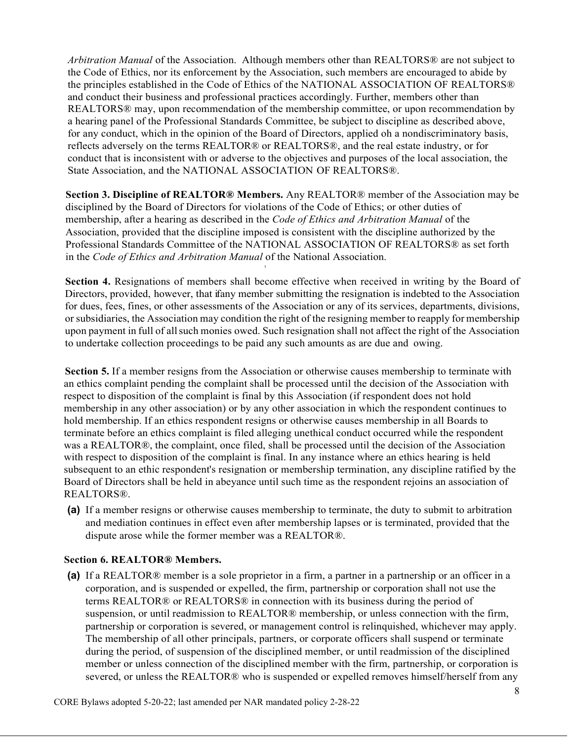*Arbitration Manual* of the Association. Although members other than REALTORS® are not subject to the Code of Ethics, nor its enforcement by the Association, such members are encouraged to abide by the principles established in the Code of Ethics of the NATIONAL ASSOCIATION OF REALTORS® and conduct their business and professional practices accordingly. Further, members other than REALTORS® may, upon recommendation of the membership committee, or upon recommendation by a hearing panel of the Professional Standards Committee, be subject to discipline as described above, for any conduct, which in the opinion of the Board of Directors, applied oh a nondiscriminatory basis, reflects adversely on the terms REALTOR® or REALTORS®, and the real estate industry, or for conduct that is inconsistent with or adverse to the objectives and purposes of the local association, the State Association, and the NATIONAL ASSOCIATION OF REALTORS®.

**Section 3. Discipline of REALTOR® Members.** Any REALTOR® member of the Association may be disciplined by the Board of Directors for violations of the Code of Ethics; or other duties of membership, after a hearing as described in the *Code of Ethics and Arbitration Manual* of the Association, provided that the discipline imposed is consistent with the discipline authorized by the Professional Standards Committee of the NATIONAL ASSOCIATION OF REALTORS® as set forth in the *Code of Ethics and Arbitration Manual* of the National Association.

**Section 4.** Resignations of members shall become effective when received in writing by the Board of Directors, provided, however, that if any member submitting the resignation is indebted to the Association for dues, fees, fines, or other assessments of the Association or any of its services, departments, divisions, or subsidiaries, the Association may condition the right of the resigning member to reapply for membership upon payment in full of all such monies owed. Such resignation shall not affect the right of the Association to undertake collection proceedings to be paid any such amounts as are due and owing.

**Section 5.** If a member resigns from the Association or otherwise causes membership to terminate with an ethics complaint pending the complaint shall be processed until the decision of the Association with respect to disposition of the complaint is final by this Association (if respondent does not hold membership in any other association) or by any other association in which the respondent continues to hold membership. If an ethics respondent resigns or otherwise causes membership in all Boards to terminate before an ethics complaint is filed alleging unethical conduct occurred while the respondent was a REALTOR®, the complaint, once filed, shall be processed until the decision of the Association with respect to disposition of the complaint is final. In any instance where an ethics hearing is held subsequent to an ethic respondent's resignation or membership termination, any discipline ratified by the Board of Directors shall be held in abeyance until such time as the respondent rejoins an association of REALTORS®.

**(a)** If a member resigns or otherwise causes membership to terminate, the duty to submit to arbitration and mediation continues in effect even after membership lapses or is terminated, provided that the dispute arose while the former member was a REALTOR®.

**Section 6. REALTOR® Members.**

**(a)** If a REALTOR® member is a sole proprietor in a firm, a partner in a partnership or an officer in a corporation, and is suspended or expelled, the firm, partnership or corporation shall not use the terms REALTOR® or REALTORS® in connection with its business during the period of suspension, or until readmission to REALTOR® membership, or unless connection with the firm, partnership or corporation is severed, or management control is relinquished, whichever may apply. The membership of all other principals, partners, or corporate officers shall suspend or terminate during the period, of suspension of the disciplined member, or until readmission of the disciplined member or unless connection of the disciplined member with the firm, partnership, or corporation is severed, or unless the REALTOR® who is suspended or expelled removes himself/herself from any

CORE Bylaws adopted 5-20-22; last amended per NAR mandated policy 2-28-22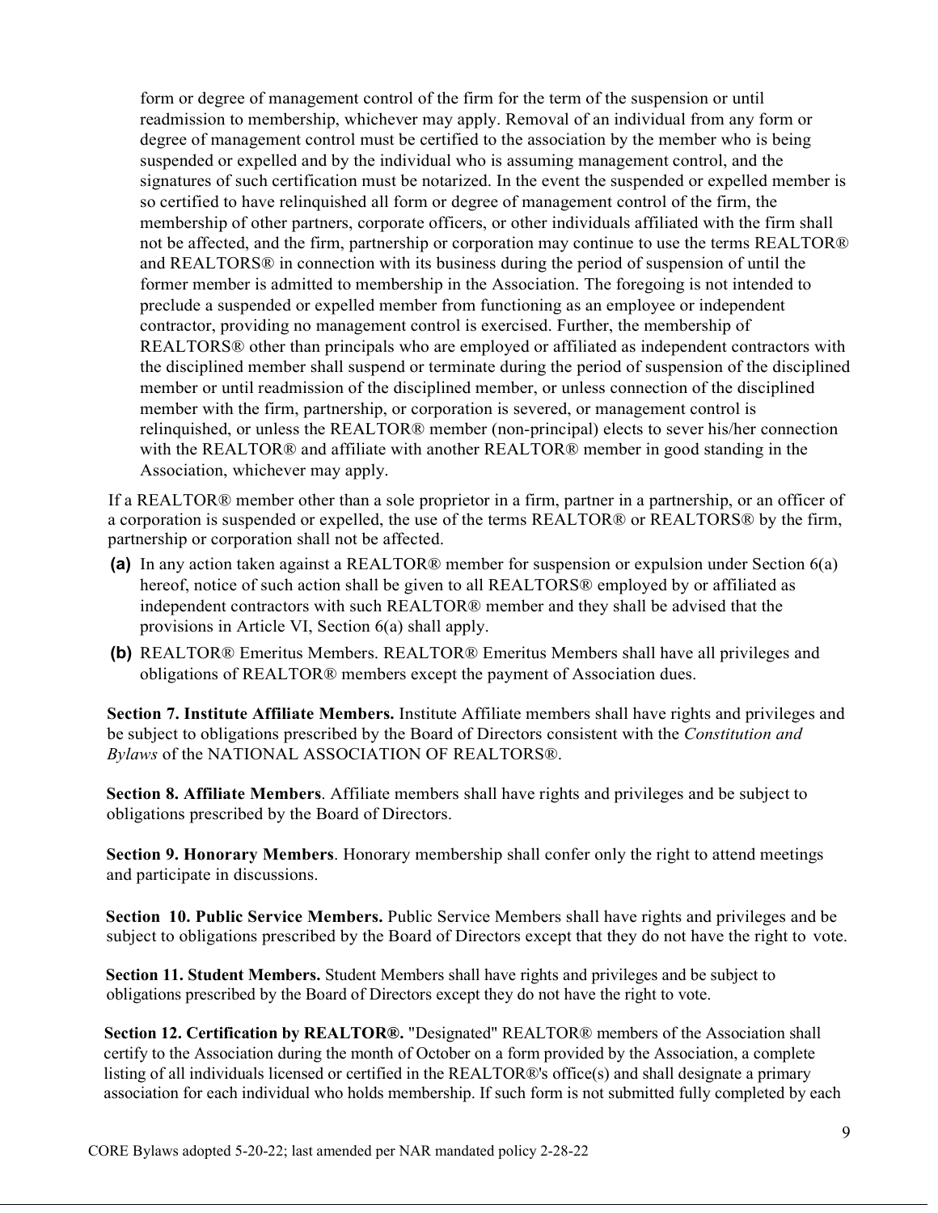form or degree of management control of the firm for the term of the suspension or until readmission to membership, whichever may apply. Removal of an individual from any form or degree of management control must be certified to the association by the member who is being suspended or expelled and by the individual who is assuming management control, and the signatures of such certification must be notarized. In the event the suspended or expelled member is so certified to have relinquished all form or degree of management control of the firm, the membership of other partners, corporate officers, or other individuals affiliated with the firm shall not be affected, and the firm, partnership or corporation may continue to use the terms REALTOR® and REALTORS® in connection with its business during the period of suspension of until the former member is admitted to membership in the Association. The foregoing is not intended to preclude a suspended or expelled member from functioning as an employee or independent contractor, providing no management control is exercised. Further, the membership of REALTORS® other than principals who are employed or affiliated as independent contractors with the disciplined member shall suspend or terminate during the period of suspension of the disciplined member or until readmission of the disciplined member, or unless connection of the disciplined member with the firm, partnership, or corporation is severed, or management control is relinquished, or unless the REALTOR® member (non-principal) elects to sever his/her connection with the REALTOR® and affiliate with another REALTOR® member in good standing in the Association, whichever may apply.

If a REALTOR® member other than a sole proprietor in a firm, partner in a partnership, or an officer of a corporation is suspended or expelled, the use of the terms REALTOR® or REALTORS® by the firm, partnership or corporation shall not be affected.

**(a)** In any action taken against a REALTOR® member for suspension or expulsion under Section 6(a) hereof, notice of such action shall be given to all REALTORS® employed by or affiliated as independent contractors with such REALTOR® member and they shall be advised that the provisions in Article VI, Section 6(a) shall apply.

**(b)** REALTOR® Emeritus Members. REALTOR® Emeritus Members shall have all privileges and obligations of REALTOR® members except the payment of Association dues.

**Section 7. Institute Affiliate Members.** Institute Affiliate members shall have rights and privileges and be subject to obligations prescribed by the Board of Directors consistent with the *Constitution and Bylaws* of the NATIONAL ASSOCIATION OF REALTORS®.

**Section 8. Affiliate Members**. Affiliate members shall have rights and privileges and be subject to obligations prescribed by the Board of Directors.

**Section 9. Honorary Members**. Honorary membership shall confer only the right to attend meetings and participate in discussions.

**Section 10. Public Service Members.** Public Service Members shall have rights and privileges and be subject to obligations prescribed by the Board of Directors except that they do not have the right to vote.

**Section 11. Student Members.** Student Members shall have rights and privileges and be subject to obligations prescribed by the Board of Directors except they do not have the right to vote.

**Section 12. Certification by REALTOR®.** "Designated" REALTOR® members of the Association shall certify to the Association during the month of October on a form provided by the Association, a complete listing of all individuals licensed or certified in the REALTOR®'s office(s) and shall designate a primary association for each individual who holds membership. If such form is not submitted fully completed by each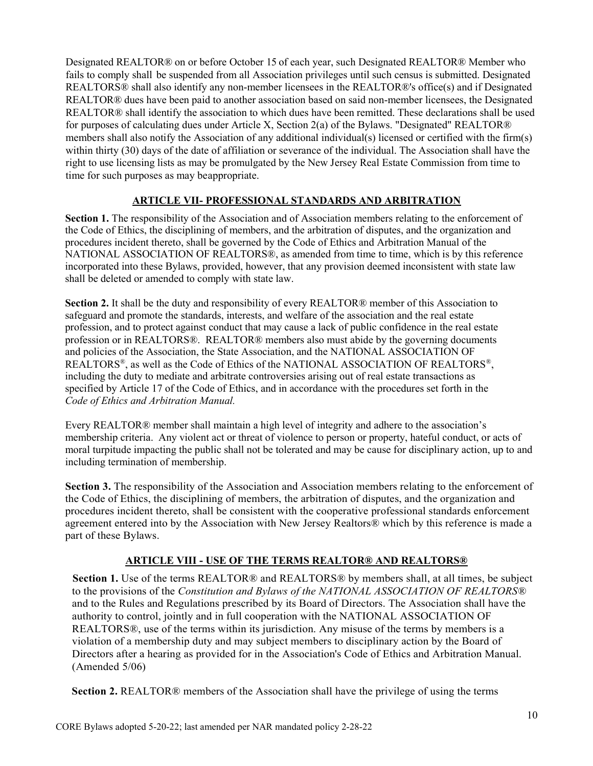Designated REALTOR® on or before October 15 of each year, such Designated REALTOR® Member who fails to comply shall be suspended from all Association privileges until such census is submitted. Designated REALTORS® shall also identify any non-member licensees in the REALTOR®'s office(s) and if Designated REALTOR® dues have been paid to another association based on said non-member licensees, the Designated REALTOR® shall identify the association to which dues have been remitted. These declarations shall be used for purposes of calculating dues under Article X, Section 2(a) of the Bylaws. "Designated" REALTOR® members shall also notify the Association of any additional individual(s) licensed or certified with the firm(s) within thirty (30) days of the date of affiliation or severance of the individual. The Association shall have the right to use licensing lists as may be promulgated by the New Jersey Real Estate Commission from time to time for such purposes as may beappropriate.

## ARTICLE VII- PROFESSIONAL STANDARDS AND ARBITRATION

**Section 1.** The responsibility of the Association and of Association members relating to the enforcement of the Code of Ethics, the disciplining of members, and the arbitration of disputes, and the organization and procedures incident thereto, shall be governed by the Code of Ethics and Arbitration Manual of the NATIONAL ASSOCIATION OF REALTORS®, as amended from time to time, which is by this reference incorporated into these Bylaws, provided, however, that any provision deemed inconsistent with state law shall be deleted or amended to comply with state law.

**Section 2.** It shall be the duty and responsibility of every REALTOR® member of this Association to safeguard and promote the standards, interests, and welfare of the association and the real estate profession, and to protect against conduct that may cause a lack of public confidence in the real estate profession or in REALTORS®. REALTOR® members also must abide by the governing documents and policies of the Association, the State Association, and the NATIONAL ASSOCIATION OF REALTORS®, as well as the Code of Ethics of the NATIONAL ASSOCIATION OF REALTORS®, including the duty to mediate and arbitrate controversies arising out of real estate transactions as specified by Article 17 of the Code of Ethics, and in accordance with the procedures set forth in the *Code of Ethics and Arbitration Manual.*

Every REALTOR® member shall maintain a high level of integrity and adhere to the association's membership criteria. Any violent act or threat of violence to person or property, hateful conduct, or acts of moral turpitude impacting the public shall not be tolerated and may be cause for disciplinary action, up to and including termination of membership.

**Section 3.** The responsibility of the Association and Association members relating to the enforcement of the Code of Ethics, the disciplining of members, the arbitration of disputes, and the organization and procedures incident thereto, shall be consistent with the cooperative professional standards enforcement agreement entered into by the Association with New Jersey Realtors® which by this reference is made a part of these Bylaws.

## ARTICLE VIII - USE OF THE TERMS REALTOR® AND REALTORS®

**Section 1.** Use of the terms REALTOR® and REALTORS® by members shall, at all times, be subject to the provisions of the *Constitution and Bylaws of the NATIONAL ASSOCIATION OF REALTORS®* and to the Rules and Regulations prescribed by its Board of Directors. The Association shall have the authority to control, jointly and in full cooperation with the NATIONAL ASSOCIATION OF REALTORS®, use of the terms within its jurisdiction. Any misuse of the terms by members is a violation of a membership duty and may subject members to disciplinary action by the Board of Directors after a hearing as provided for in the Association's Code of Ethics and Arbitration Manual. (Amended 5/06)

**Section 2.** REALTOR® members of the Association shall have the privilege of using the terms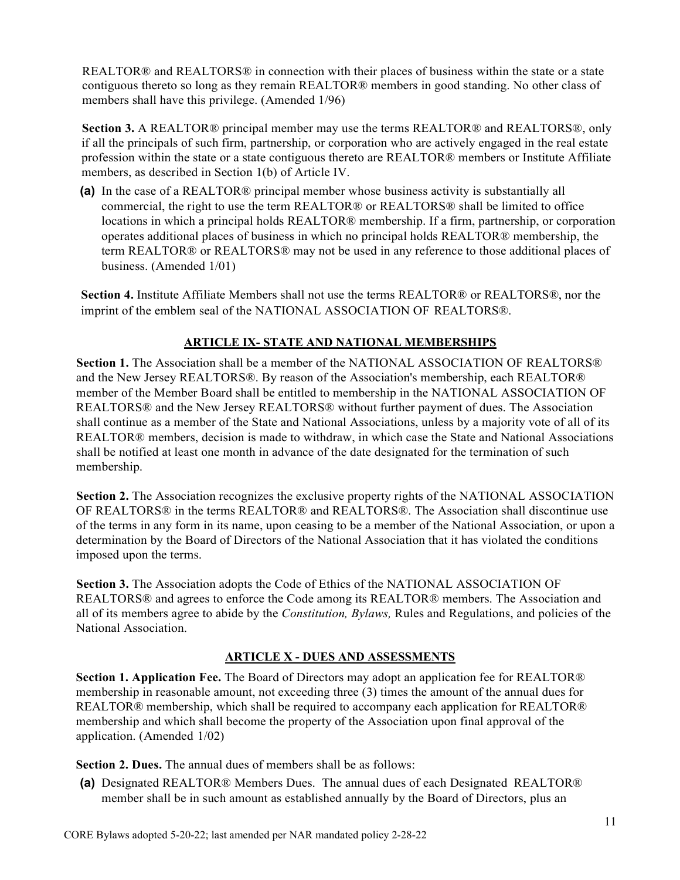REALTOR® and REALTORS® in connection with their places of business within the state or a state contiguous thereto so long as they remain REALTOR® members in good standing. No other class of members shall have this privilege. (Amended 1/96)

**Section 3.** A REALTOR® principal member may use the terms REALTOR® and REALTORS®, only if all the principals of such firm, partnership, or corporation who are actively engaged in the real estate profession within the state or a state contiguous thereto are REALTOR® members or Institute Affiliate members, as described in Section 1(b) of Article IV.

**(a)** In the case of a REALTOR® principal member whose business activity is substantially all commercial, the right to use the term REALTOR® or REALTORS® shall be limited to office locations in which a principal holds REALTOR® membership. If a firm, partnership, or corporation operates additional places of business in which no principal holds REALTOR® membership, the term REALTOR® or REALTORS® may not be used in any reference to those additional places of business. (Amended 1/01)

**Section 4.** Institute Affiliate Members shall not use the terms REALTOR® or REALTORS®, nor the imprint of the emblem seal of the NATIONAL ASSOCIATION OF REALTORS®.

## ARTICLE IX- STATE AND NATIONAL MEMBERSHIPS

**Section 1.** The Association shall be a member of the NATIONAL ASSOCIATION OF REALTORS® and the New Jersey REALTORS®. By reason of the Association's membership, each REALTOR® member of the Member Board shall be entitled to membership in the NATIONAL ASSOCIATION OF REALTORS® and the New Jersey REALTORS® without further payment of dues. The Association shall continue as a member of the State and National Associations, unless by a majority vote of all of its REALTOR® members, decision is made to withdraw, in which case the State and National Associations shall be notified at least one month in advance of the date designated for the termination of such membership.

**Section 2.** The Association recognizes the exclusive property rights of the NATIONAL ASSOCIATION OF REALTORS® in the terms REALTOR® and REALTORS®. The Association shall discontinue use of the terms in any form in its name, upon ceasing to be a member of the National Association, or upon a determination by the Board of Directors of the National Association that it has violated the conditions imposed upon the terms.

**Section 3.** The Association adopts the Code of Ethics of the NATIONAL ASSOCIATION OF REALTORS® and agrees to enforce the Code among its REALTOR® members. The Association and all of its members agree to abide by the *Constitution, Bylaws,* Rules and Regulations, and policies of the National Association.

## ARTICLE X - DUES AND ASSESSMENTS

**Section 1. Application Fee.** The Board of Directors may adopt an application fee for REALTOR® membership in reasonable amount, not exceeding three (3) times the amount of the annual dues for REALTOR® membership, which shall be required to accompany each application for REALTOR® membership and which shall become the property of the Association upon final approval of the application. (Amended 1/02)

**Section 2. Dues.** The annual dues of members shall be as follows:

**(a)** Designated REALTOR® Members Dues. The annual dues of each Designated REALTOR® member shall be in such amount as established annually by the Board of Directors, plus an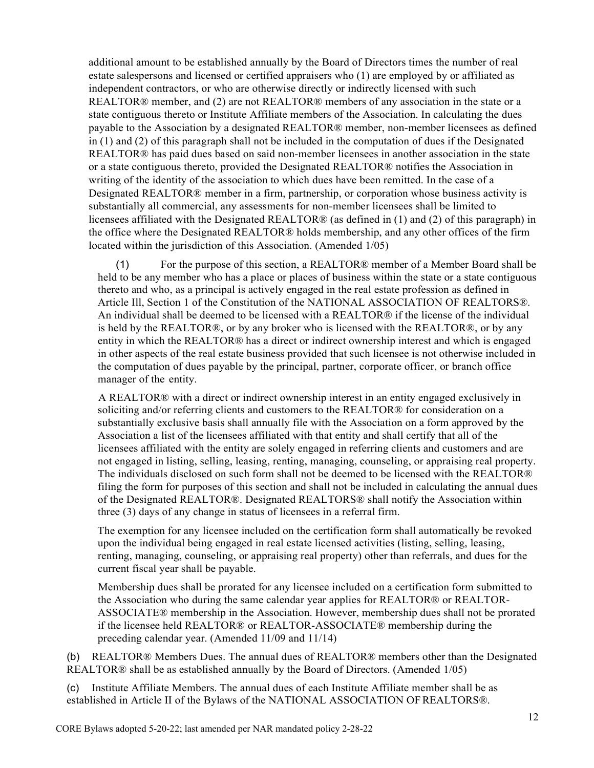additional amount to be established annually by the Board of Directors times the number of real estate salespersons and licensed or certified appraisers who (1) are employed by or affiliated as independent contractors, or who are otherwise directly or indirectly licensed with such REALTOR® member, and (2) are not REALTOR® members of any association in the state or a state contiguous thereto or Institute Affiliate members of the Association. In calculating the dues payable to the Association by a designated REALTOR® member, non-member licensees as defined in (1) and (2) of this paragraph shall not be included in the computation of dues if the Designated REALTOR® has paid dues based on said non-member licensees in another association in the state or a state contiguous thereto, provided the Designated REALTOR® notifies the Association in writing of the identity of the association to which dues have been remitted. In the case of a Designated REALTOR® member in a firm, partnership, or corporation whose business activity is substantially all commercial, any assessments for non-member licensees shall be limited to licensees affiliated with the Designated REALTOR® (as defined in (1) and (2) of this paragraph) in the office where the Designated REALTOR® holds membership, and any other offices of the firm located within the jurisdiction of this Association. (Amended 1/05)

(1) For the purpose of this section, a REALTOR® member of a Member Board shall be held to be any member who has a place or places of business within the state or a state contiguous thereto and who, as a principal is actively engaged in the real estate profession as defined in Article Ill, Section 1 of the Constitution of the NATIONAL ASSOCIATION OF REALTORS®. An individual shall be deemed to be licensed with a REALTOR® if the license of the individual is held by the REALTOR®, or by any broker who is licensed with the REALTOR®, or by any entity in which the REALTOR® has a direct or indirect ownership interest and which is engaged in other aspects of the real estate business provided that such licensee is not otherwise included in the computation of dues payable by the principal, partner, corporate officer, or branch office manager of the entity.

A REALTOR® with a direct or indirect ownership interest in an entity engaged exclusively in soliciting and/or referring clients and customers to the REALTOR® for consideration on a substantially exclusive basis shall annually file with the Association on a form approved by the Association a list of the licensees affiliated with that entity and shall certify that all of the licensees affiliated with the entity are solely engaged in referring clients and customers and are not engaged in listing, selling, leasing, renting, managing, counseling, or appraising real property. The individuals disclosed on such form shall not be deemed to be licensed with the REALTOR® filing the form for purposes of this section and shall not be included in calculating the annual dues of the Designated REALTOR®. Designated REALTORS® shall notify the Association within three (3) days of any change in status of licensees in a referral firm.

The exemption for any licensee included on the certification form shall automatically be revoked upon the individual being engaged in real estate licensed activities (listing, selling, leasing, renting, managing, counseling, or appraising real property) other than referrals, and dues for the current fiscal year shall be payable.

Membership dues shall be prorated for any licensee included on a certification form submitted to the Association who during the same calendar year applies for REALTOR® or REALTOR-ASSOCIATE® membership in the Association. However, membership dues shall not be prorated if the licensee held REALTOR® or REALTOR-ASSOCIATE® membership during the preceding calendar year. (Amended 11/09 and 11/14)

(b) REALTOR® Members Dues. The annual dues of REALTOR® members other than the Designated REALTOR® shall be as established annually by the Board of Directors. (Amended 1/05)

(c) Institute Affiliate Members. The annual dues of each Institute Affiliate member shall be as established in Article II of the Bylaws of the NATIONAL ASSOCIATION OF REALTORS®.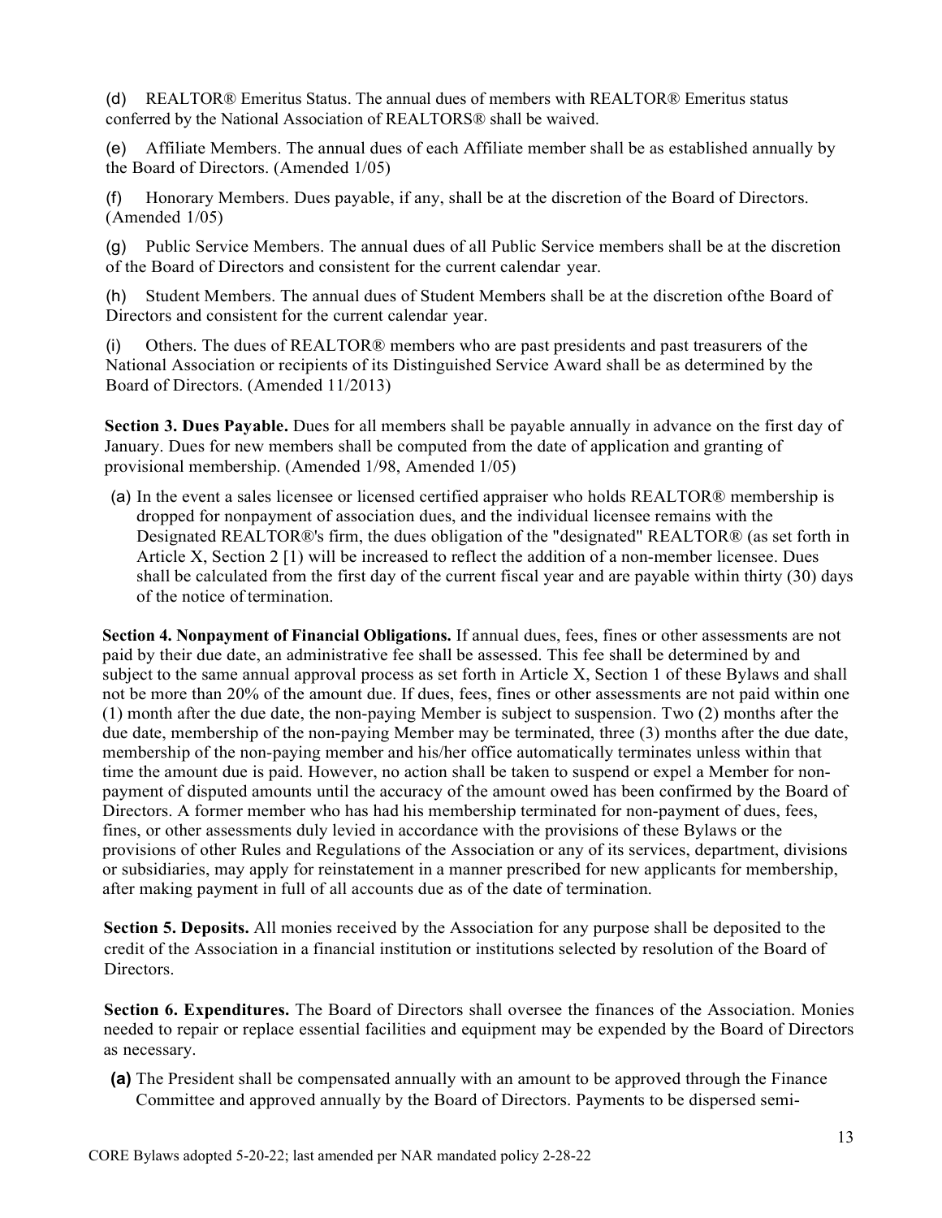(d) REALTOR® Emeritus Status. The annual dues of members with REALTOR® Emeritus status conferred by the National Association of REALTORS® shall be waived.

(e) Affiliate Members. The annual dues of each Affiliate member shall be as established annually by the Board of Directors. (Amended 1/05)

(f) Honorary Members. Dues payable, if any, shall be at the discretion of the Board of Directors. (Amended 1/05)

(g) Public Service Members. The annual dues of all Public Service members shall be at the discretion of the Board of Directors and consistent for the current calendar year.

(h) Student Members. The annual dues of Student Members shall be at the discretion ofthe Board of Directors and consistent for the current calendar year.

(i) Others. The dues of REALTOR® members who are past presidents and past treasurers of the National Association or recipients of its Distinguished Service Award shall be as determined by the Board of Directors. (Amended 11/2013)

**Section 3. Dues Payable.** Dues for all members shall be payable annually in advance on the first day of January. Dues for new members shall be computed from the date of application and granting of provisional membership. (Amended 1/98, Amended 1/05)

(a) In the event a sales licensee or licensed certified appraiser who holds REALTOR® membership is dropped for nonpayment of association dues, and the individual licensee remains with the Designated REALTOR®'s firm, the dues obligation of the "designated" REALTOR® (as set forth in Article X, Section 2 [1) will be increased to reflect the addition of a non-member licensee. Dues shall be calculated from the first day of the current fiscal year and are payable within thirty (30) days of the notice of termination.

**Section 4. Nonpayment of Financial Obligations.** If annual dues, fees, fines or other assessments are not paid by their due date, an administrative fee shall be assessed. This fee shall be determined by and subject to the same annual approval process as set forth in Article X, Section 1 of these Bylaws and shall not be more than 20% of the amount due. If dues, fees, fines or other assessments are not paid within one (1) month after the due date, the non-paying Member is subject to suspension. Two (2) months after the due date, membership of the non-paying Member may be terminated, three (3) months after the due date, membership of the non-paying member and his/her office automatically terminates unless within that time the amount due is paid. However, no action shall be taken to suspend or expel a Member for non-payment of disputed amounts until the accuracy of the amount owed has been confirmed by the Board of Directors. A former member who has had his membership terminated for non-payment of dues, fees, fines, or other assessments duly levied in accordance with the provisions of these Bylaws or the provisions of other Rules and Regulations of the Association or any of its services, department, divisions or subsidiaries, may apply for reinstatement in a manner prescribed for new applicants for membership, after making payment in full of all accounts due as of the date of termination.

**Section 5. Deposits.** All monies received by the Association for any purpose shall be deposited to the credit of the Association in a financial institution or institutions selected by resolution of the Board of Directors.

**Section 6. Expenditures.** The Board of Directors shall oversee the finances of the Association. Monies needed to repair or replace essential facilities and equipment may be expended by the Board of Directors as necessary.

**(a)** The President shall be compensated annually with an amount to be approved through the Finance Committee and approved annually by the Board of Directors. Payments to be dispersed semi-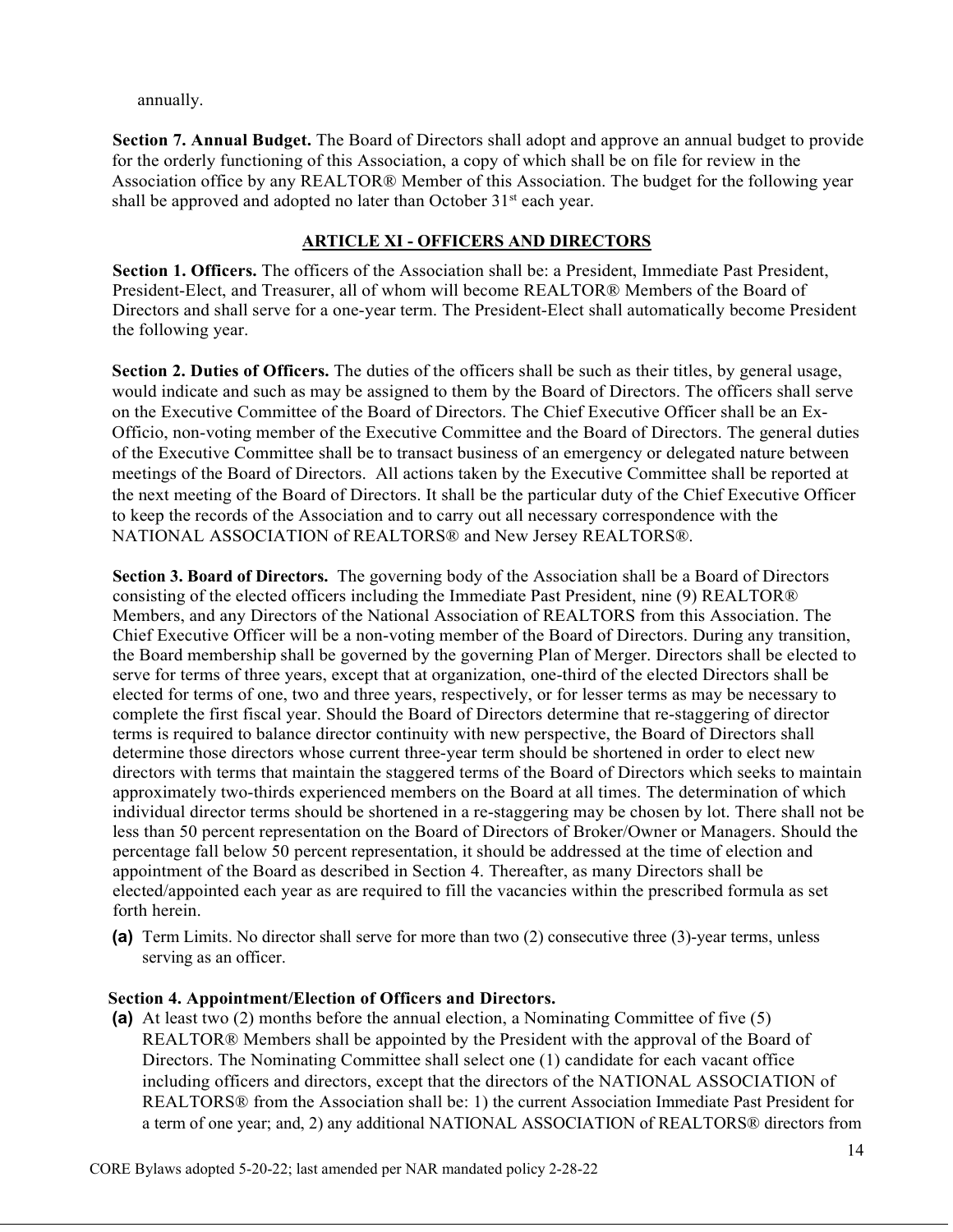annually.

**Section 7. Annual Budget.** The Board of Directors shall adopt and approve an annual budget to provide for the orderly functioning of this Association, a copy of which shall be on file for review in the Association office by any REALTOR® Member of this Association. The budget for the following year shall be approved and adopted no later than October 31st each year.

## ARTICLE XI - OFFICERS AND DIRECTORS

**Section 1. Officers.** The officers of the Association shall be: a President, Immediate Past President, President-Elect, and Treasurer, all of whom will become REALTOR® Members of the Board of Directors and shall serve for a one-year term. The President-Elect shall automatically become President the following year.

**Section 2. Duties of Officers.** The duties of the officers shall be such as their titles, by general usage, would indicate and such as may be assigned to them by the Board of Directors. The officers shall serve on the Executive Committee of the Board of Directors. The Chief Executive Officer shall be an Ex-Officio, non-voting member of the Executive Committee and the Board of Directors. The general duties of the Executive Committee shall be to transact business of an emergency or delegated nature between meetings of the Board of Directors. All actions taken by the Executive Committee shall be reported at the next meeting of the Board of Directors. It shall be the particular duty of the Chief Executive Officer to keep the records of the Association and to carry out all necessary correspondence with the NATIONAL ASSOCIATION of REALTORS® and New Jersey REALTORS®.

**Section 3. Board of Directors.** The governing body of the Association shall be a Board of Directors consisting of the elected officers including the Immediate Past President, nine (9) REALTOR® Members, and any Directors of the National Association of REALTORS from this Association. The Chief Executive Officer will be a non-voting member of the Board of Directors. During any transition, the Board membership shall be governed by the governing Plan of Merger. Directors shall be elected to serve for terms of three years, except that at organization, one-third of the elected Directors shall be elected for terms of one, two and three years, respectively, or for lesser terms as may be necessary to complete the first fiscal year. Should the Board of Directors determine that re-staggering of director terms is required to balance director continuity with new perspective, the Board of Directors shall determine those directors whose current three-year term should be shortened in order to elect new directors with terms that maintain the staggered terms of the Board of Directors which seeks to maintain approximately two-thirds experienced members on the Board at all times. The determination of which individual director terms should be shortened in a re-staggering may be chosen by lot. There shall not be less than 50 percent representation on the Board of Directors of Broker/Owner or Managers. Should the percentage fall below 50 percent representation, it should be addressed at the time of election and appointment of the Board as described in Section 4. Thereafter, as many Directors shall be elected/appointed each year as are required to fill the vacancies within the prescribed formula as set forth herein.

**(a)** Term Limits. No director shall serve for more than two (2) consecutive three (3)-year terms, unless serving as an officer.

**Section 4. Appointment/Election of Officers and Directors.**

**(a)** At least two (2) months before the annual election, a Nominating Committee of five (5) REALTOR® Members shall be appointed by the President with the approval of the Board of Directors. The Nominating Committee shall select one (1) candidate for each vacant office including officers and directors, except that the directors of the NATIONAL ASSOCIATION of REALTORS® from the Association shall be: 1) the current Association Immediate Past President for a term of one year; and, 2) any additional NATIONAL ASSOCIATION of REALTORS® directors from

CORE Bylaws adopted 5-20-22; last amended per NAR mandated policy 2-28-22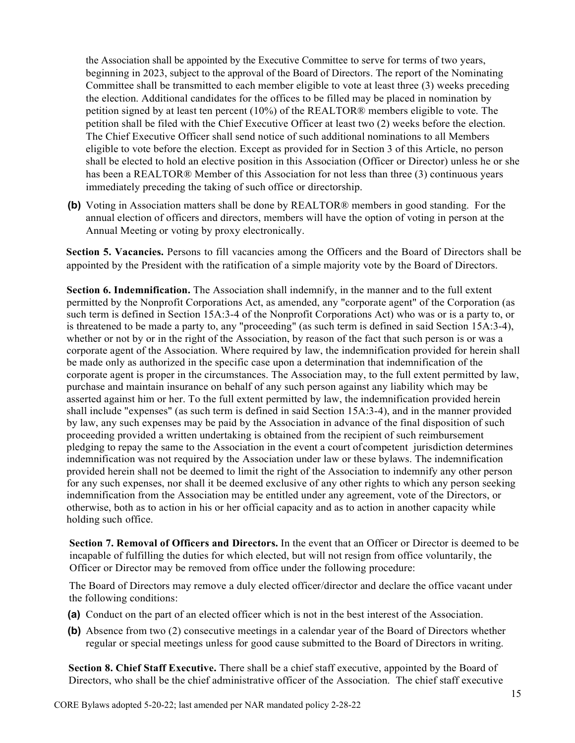the Association shall be appointed by the Executive Committee to serve for terms of two years, beginning in 2023, subject to the approval of the Board of Directors. The report of the Nominating Committee shall be transmitted to each member eligible to vote at least three (3) weeks preceding the election. Additional candidates for the offices to be filled may be placed in nomination by petition signed by at least ten percent (10%) of the REALTOR® members eligible to vote. The petition shall be filed with the Chief Executive Officer at least two (2) weeks before the election. The Chief Executive Officer shall send notice of such additional nominations to all Members eligible to vote before the election. Except as provided for in Section 3 of this Article, no person shall be elected to hold an elective position in this Association (Officer or Director) unless he or she has been a REALTOR® Member of this Association for not less than three (3) continuous years immediately preceding the taking of such office or directorship.

**(b)** Voting in Association matters shall be done by REALTOR® members in good standing. For the annual election of officers and directors, members will have the option of voting in person at the Annual Meeting or voting by proxy electronically.

**Section 5. Vacancies.** Persons to fill vacancies among the Officers and the Board of Directors shall be appointed by the President with the ratification of a simple majority vote by the Board of Directors.

**Section 6. Indemnification.** The Association shall indemnify, in the manner and to the full extent permitted by the Nonprofit Corporations Act, as amended, any "corporate agent" of the Corporation (as such term is defined in Section 15A:3-4 of the Nonprofit Corporations Act) who was or is a party to, or is threatened to be made a party to, any "proceeding" (as such term is defined in said Section 15A:3-4), whether or not by or in the right of the Association, by reason of the fact that such person is or was a corporate agent of the Association. Where required by law, the indemnification provided for herein shall be made only as authorized in the specific case upon a determination that indemnification of the corporate agent is proper in the circumstances. The Association may, to the full extent permitted by law, purchase and maintain insurance on behalf of any such person against any liability which may be asserted against him or her. To the full extent permitted by law, the indemnification provided herein shall include "expenses" (as such term is defined in said Section 15A:3-4), and in the manner provided by law, any such expenses may be paid by the Association in advance of the final disposition of such proceeding provided a written undertaking is obtained from the recipient of such reimbursement pledging to repay the same to the Association in the event a court ofcompetent jurisdiction determines indemnification was not required by the Association under law or these bylaws. The indemnification provided herein shall not be deemed to limit the right of the Association to indemnify any other person for any such expenses, nor shall it be deemed exclusive of any other rights to which any person seeking indemnification from the Association may be entitled under any agreement, vote of the Directors, or otherwise, both as to action in his or her official capacity and as to action in another capacity while holding such office.

**Section 7. Removal of Officers and Directors.** In the event that an Officer or Director is deemed to be incapable of fulfilling the duties for which elected, but will not resign from office voluntarily, the Officer or Director may be removed from office under the following procedure:

The Board of Directors may remove a duly elected officer/director and declare the office vacant under the following conditions:

**(a)** Conduct on the part of an elected officer which is not in the best interest of the Association.

**(b)** Absence from two (2) consecutive meetings in a calendar year of the Board of Directors whether regular or special meetings unless for good cause submitted to the Board of Directors in writing.

**Section 8. Chief Staff Executive.** There shall be a chief staff executive, appointed by the Board of Directors, who shall be the chief administrative officer of the Association. The chief staff executive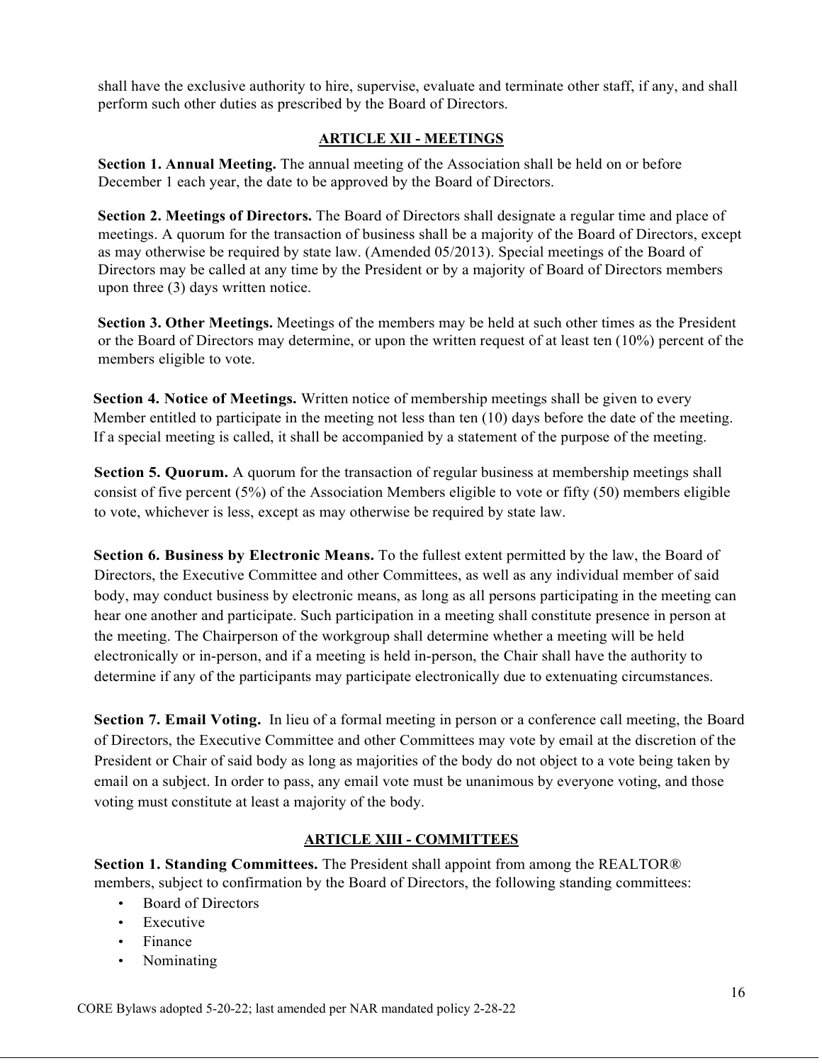shall have the exclusive authority to hire, supervise, evaluate and terminate other staff, if any, and shall perform such other duties as prescribed by the Board of Directors.

## ARTICLE XII - MEETINGS

**Section 1. Annual Meeting.** The annual meeting of the Association shall be held on or before December 1 each year, the date to be approved by the Board of Directors.

**Section 2. Meetings of Directors.** The Board of Directors shall designate a regular time and place of meetings. A quorum for the transaction of business shall be a majority of the Board of Directors, except as may otherwise be required by state law. (Amended 05/2013). Special meetings of the Board of Directors may be called at any time by the President or by a majority of Board of Directors members upon three (3) days written notice.

**Section 3. Other Meetings.** Meetings of the members may be held at such other times as the President or the Board of Directors may determine, or upon the written request of at least ten (10%) percent of the members eligible to vote.

**Section 4. Notice of Meetings.** Written notice of membership meetings shall be given to every Member entitled to participate in the meeting not less than ten (10) days before the date of the meeting. If a special meeting is called, it shall be accompanied by a statement of the purpose of the meeting.

**Section 5. Quorum.** A quorum for the transaction of regular business at membership meetings shall consist of five percent (5%) of the Association Members eligible to vote or fifty (50) members eligible to vote, whichever is less, except as may otherwise be required by state law.

**Section 6. Business by Electronic Means.** To the fullest extent permitted by the law, the Board of Directors, the Executive Committee and other Committees, as well as any individual member of said body, may conduct business by electronic means, as long as all persons participating in the meeting can hear one another and participate. Such participation in a meeting shall constitute presence in person at the meeting. The Chairperson of the workgroup shall determine whether a meeting will be held electronically or in-person, and if a meeting is held in-person, the Chair shall have the authority to determine if any of the participants may participate electronically due to extenuating circumstances.

**Section 7. Email Voting.** In lieu of a formal meeting in person or a conference call meeting, the Board of Directors, the Executive Committee and other Committees may vote by email at the discretion of the President or Chair of said body as long as majorities of the body do not object to a vote being taken by email on a subject. In order to pass, any email vote must be unanimous by everyone voting, and those voting must constitute at least a majority of the body.

## ARTICLE XIII - COMMITTEES

**Section 1. Standing Committees.** The President shall appoint from among the REALTOR® members, subject to confirmation by the Board of Directors, the following standing committees:

- Board of Directors
- Executive
- Finance
- Nominating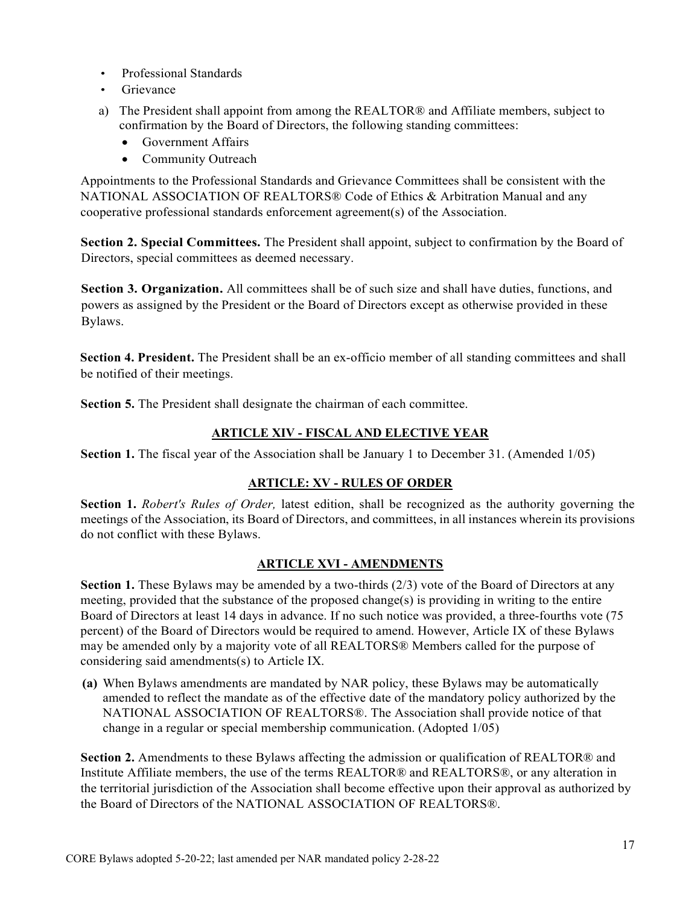- Professional Standards
- Grievance

a) The President shall appoint from among the REALTOR® and Affiliate members, subject to confirmation by the Board of Directors, the following standing committees:
   - Government Affairs
   - Community Outreach

Appointments to the Professional Standards and Grievance Committees shall be consistent with the NATIONAL ASSOCIATION OF REALTORS® Code of Ethics & Arbitration Manual and any cooperative professional standards enforcement agreement(s) of the Association.

**Section 2. Special Committees.** The President shall appoint, subject to confirmation by the Board of Directors, special committees as deemed necessary.

**Section 3. Organization.** All committees shall be of such size and shall have duties, functions, and powers as assigned by the President or the Board of Directors except as otherwise provided in these Bylaws.

**Section 4. President.** The President shall be an ex-officio member of all standing committees and shall be notified of their meetings.

**Section 5.** The President shall designate the chairman of each committee.

## ARTICLE XIV - FISCAL AND ELECTIVE YEAR

**Section 1.** The fiscal year of the Association shall be January 1 to December 31. (Amended 1/05)

## ARTICLE: XV - RULES OF ORDER

**Section 1.** *Robert's Rules of Order,* latest edition, shall be recognized as the authority governing the meetings of the Association, its Board of Directors, and committees, in all instances wherein its provisions do not conflict with these Bylaws.

## ARTICLE XVI - AMENDMENTS

**Section 1.** These Bylaws may be amended by a two-thirds (2/3) vote of the Board of Directors at any meeting, provided that the substance of the proposed change(s) is providing in writing to the entire Board of Directors at least 14 days in advance. If no such notice was provided, a three-fourths vote (75 percent) of the Board of Directors would be required to amend. However, Article IX of these Bylaws may be amended only by a majority vote of all REALTORS® Members called for the purpose of considering said amendments(s) to Article IX.

**(a)** When Bylaws amendments are mandated by NAR policy, these Bylaws may be automatically amended to reflect the mandate as of the effective date of the mandatory policy authorized by the NATIONAL ASSOCIATION OF REALTORS®. The Association shall provide notice of that change in a regular or special membership communication. (Adopted 1/05)

**Section 2.** Amendments to these Bylaws affecting the admission or qualification of REALTOR® and Institute Affiliate members, the use of the terms REALTOR® and REALTORS®, or any alteration in the territorial jurisdiction of the Association shall become effective upon their approval as authorized by the Board of Directors of the NATIONAL ASSOCIATION OF REALTORS®.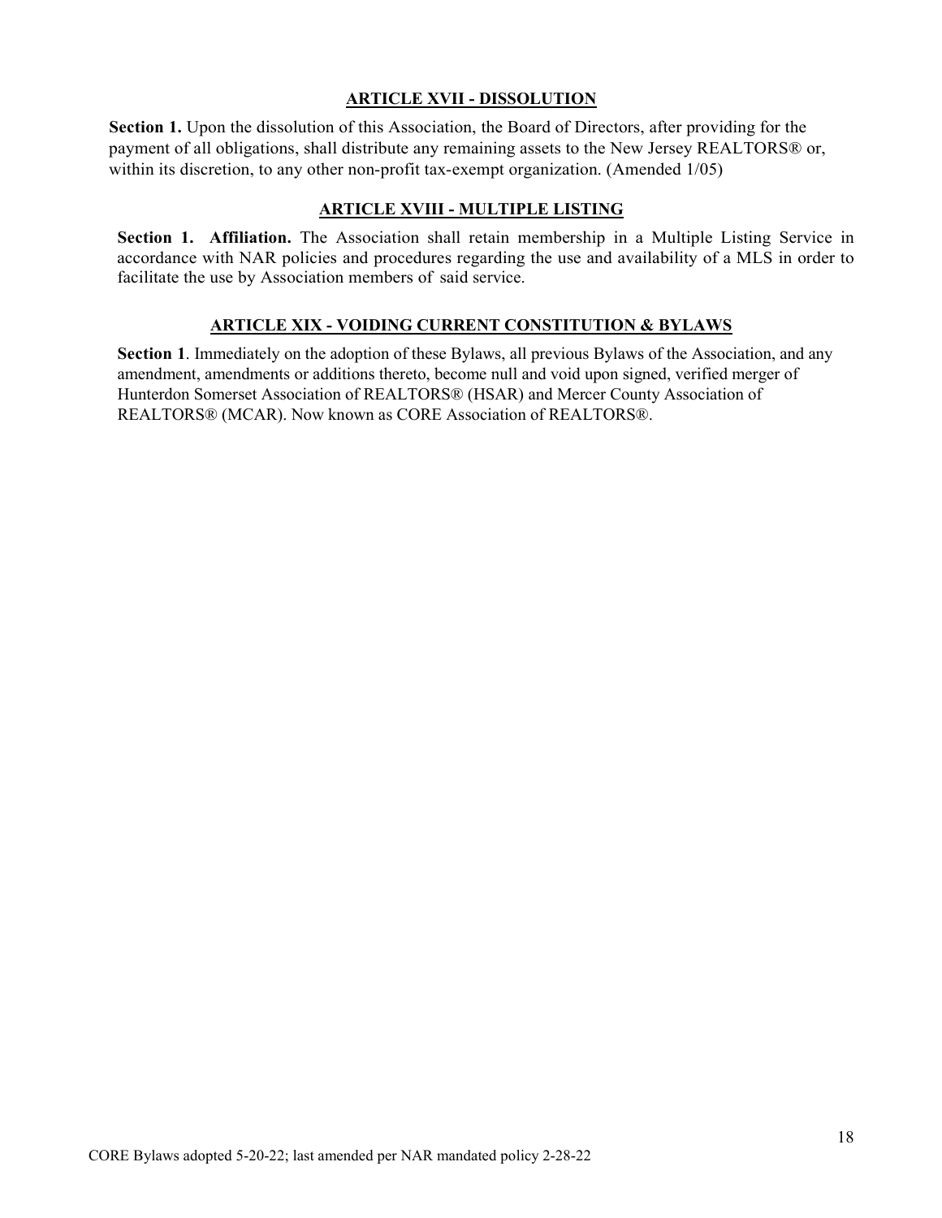## ARTICLE XVII - DISSOLUTION

**Section 1.** Upon the dissolution of this Association, the Board of Directors, after providing for the payment of all obligations, shall distribute any remaining assets to the New Jersey REALTORS® or, within its discretion, to any other non-profit tax-exempt organization. (Amended 1/05)

## ARTICLE XVIII - MULTIPLE LISTING

**Section 1. Affiliation.** The Association shall retain membership in a Multiple Listing Service in accordance with NAR policies and procedures regarding the use and availability of a MLS in order to facilitate the use by Association members of said service.

## ARTICLE XIX - VOIDING CURRENT CONSTITUTION & BYLAWS

**Section 1**. Immediately on the adoption of these Bylaws, all previous Bylaws of the Association, and any amendment, amendments or additions thereto, become null and void upon signed, verified merger of Hunterdon Somerset Association of REALTORS® (HSAR) and Mercer County Association of REALTORS® (MCAR). Now known as CORE Association of REALTORS®.